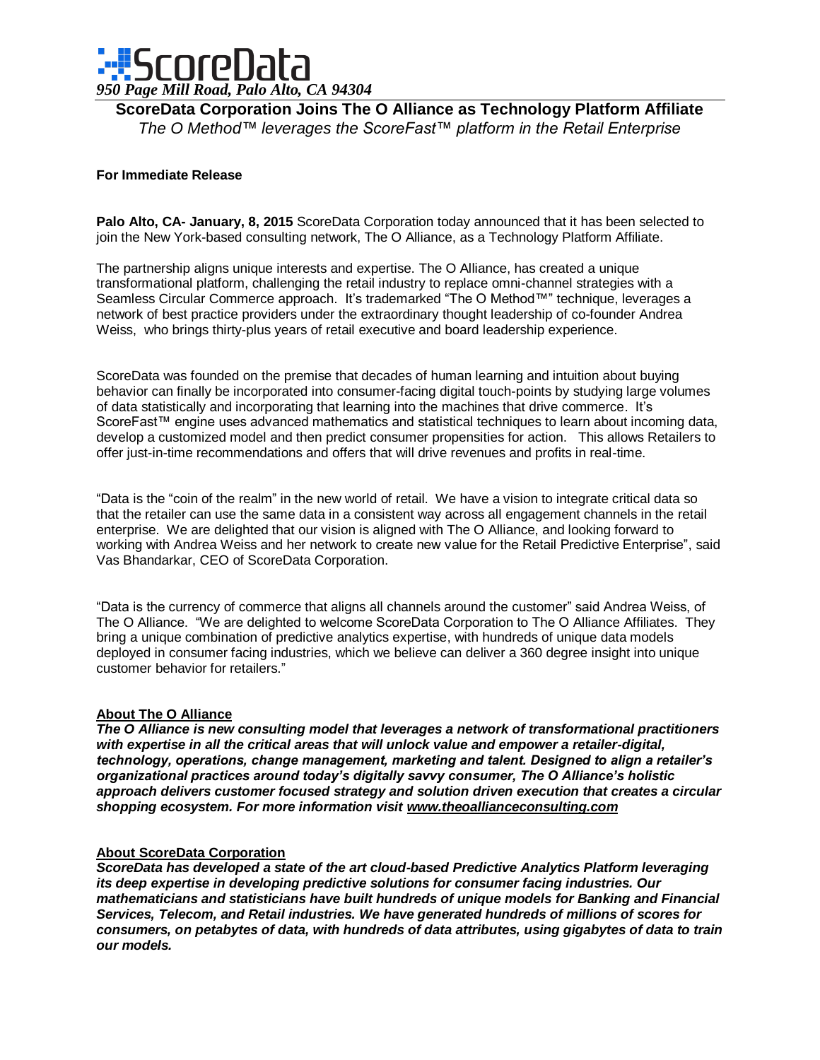# ScoreData

*950 Page Mill Road, Palo Alto, CA 94304*

## ScoreData Corporation Joins The O Alliance as Technology Platform Affiliate

*The O Method™ leverages the ScoreFast™ platform in the Retail Enterprise*

**For Immediate Release**

**Palo Alto, CA- January, 8, 2015** ScoreData Corporation today announced that it has been selected to join the New York-based consulting network, The O Alliance, as a Technology Platform Affiliate.

The partnership aligns unique interests and expertise. The O Alliance, has created a unique transformational platform, challenging the retail industry to replace omni-channel strategies with a Seamless Circular Commerce approach. It's trademarked "The O Method™" technique, leverages a network of best practice providers under the extraordinary thought leadership of co-founder Andrea Weiss, who brings thirty-plus years of retail executive and board leadership experience.

ScoreData was founded on the premise that decades of human learning and intuition about buying behavior can finally be incorporated into consumer-facing digital touch-points by studying large volumes of data statistically and incorporating that learning into the machines that drive commerce. It's ScoreFast™ engine uses advanced mathematics and statistical techniques to learn about incoming data, develop a customized model and then predict consumer propensities for action. This allows Retailers to offer just-in-time recommendations and offers that will drive revenues and profits in real-time.

"Data is the "coin of the realm" in the new world of retail. We have a vision to integrate critical data so that the retailer can use the same data in a consistent way across all engagement channels in the retail enterprise. We are delighted that our vision is aligned with The O Alliance, and looking forward to working with Andrea Weiss and her network to create new value for the Retail Predictive Enterprise", said Vas Bhandarkar, CEO of ScoreData Corporation.

"Data is the currency of commerce that aligns all channels around the customer" said Andrea Weiss, of The O Alliance. "We are delighted to welcome ScoreData Corporation to The O Alliance Affiliates. They bring a unique combination of predictive analytics expertise, with hundreds of unique data models deployed in consumer facing industries, which we believe can deliver a 360 degree insight into unique customer behavior for retailers."

### About The O Alliance

***The O Alliance is new consulting model that leverages a network of transformational practitioners with expertise in all the critical areas that will unlock value and empower a retailer-digital, technology, operations, change management, marketing and talent. Designed to align a retailer's organizational practices around today's digitally savvy consumer, The O Alliance's holistic approach delivers customer focused strategy and solution driven execution that creates a circular shopping ecosystem. For more information visit www.theoallianceconsulting.com***

### About ScoreData Corporation

***ScoreData has developed a state of the art cloud-based Predictive Analytics Platform leveraging its deep expertise in developing predictive solutions for consumer facing industries. Our mathematicians and statisticians have built hundreds of unique models for Banking and Financial Services, Telecom, and Retail industries. We have generated hundreds of millions of scores for consumers, on petabytes of data, with hundreds of data attributes, using gigabytes of data to train our models.***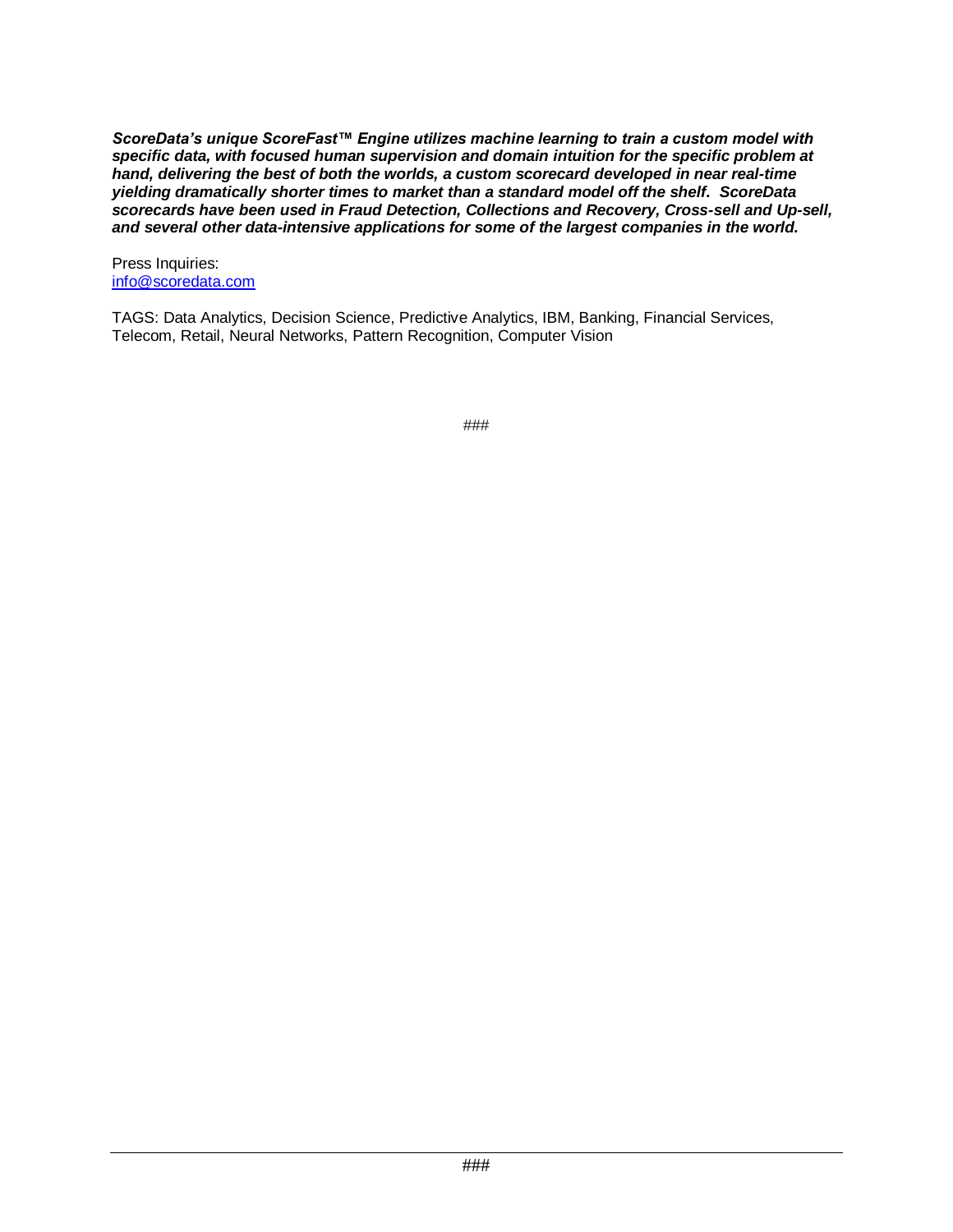***ScoreData's unique ScoreFast™ Engine utilizes machine learning to train a custom model with specific data, with focused human supervision and domain intuition for the specific problem at hand, delivering the best of both the worlds, a custom scorecard developed in near real-time yielding dramatically shorter times to market than a standard model off the shelf. ScoreData scorecards have been used in Fraud Detection, Collections and Recovery, Cross-sell and Up-sell, and several other data-intensive applications for some of the largest companies in the world.***

Press Inquiries:
[info@scoredata.com](mailto:info@scoredata.com)

TAGS: Data Analytics, Decision Science, Predictive Analytics, IBM, Banking, Financial Services, Telecom, Retail, Neural Networks, Pattern Recognition, Computer Vision

###